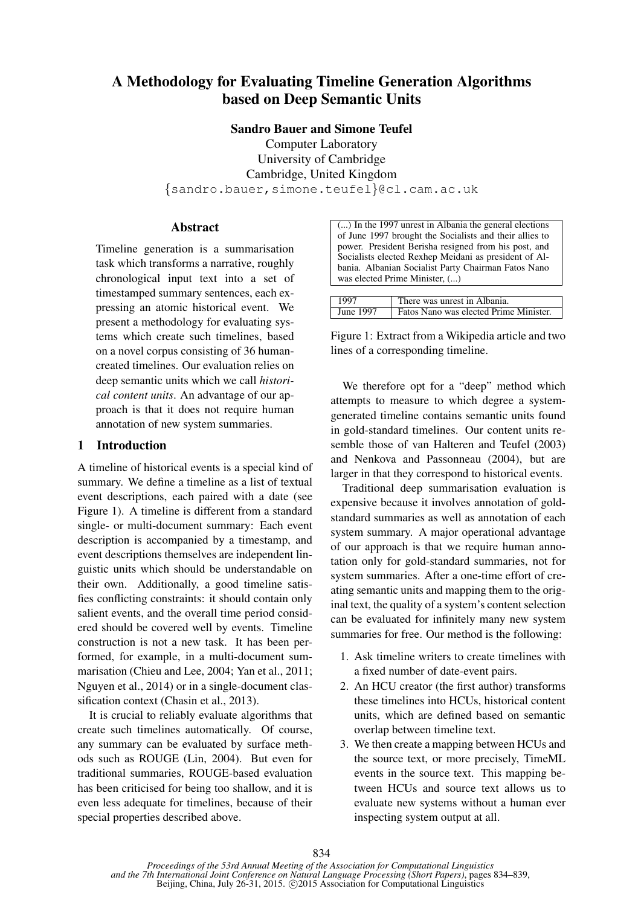# A Methodology for Evaluating Timeline Generation Algorithms based on Deep Semantic Units

**Sandro Bauer and Simone Teufel**

Computer Laboratory
University of Cambridge
Cambridge, United Kingdom
{sandro.bauer,simone.teufel}@cl.cam.ac.uk

## Abstract

Timeline generation is a summarisation task which transforms a narrative, roughly chronological input text into a set of timestamped summary sentences, each expressing an atomic historical event. We present a methodology for evaluating systems which create such timelines, based on a novel corpus consisting of 36 human-created timelines. Our evaluation relies on deep semantic units which we call *historical content units*. An advantage of our approach is that it does not require human annotation of new system summaries.

## 1 Introduction

A timeline of historical events is a special kind of summary. We define a timeline as a list of textual event descriptions, each paired with a date (see Figure 1). A timeline is different from a standard single- or multi-document summary: Each event description is accompanied by a timestamp, and event descriptions themselves are independent linguistic units which should be understandable on their own. Additionally, a good timeline satisfies conflicting constraints: it should contain only salient events, and the overall time period considered should be covered well by events. Timeline construction is not a new task. It has been performed, for example, in a multi-document summarisation (Chieu and Lee, 2004; Yan et al., 2011; Nguyen et al., 2014) or in a single-document classification context (Chasin et al., 2013).

It is crucial to reliably evaluate algorithms that create such timelines automatically. Of course, any summary can be evaluated by surface methods such as ROUGE (Lin, 2004). But even for traditional summaries, ROUGE-based evaluation has been criticised for being too shallow, and it is even less adequate for timelines, because of their special properties described above.

(...) In the 1997 unrest in Albania the general elections of June 1997 brought the Socialists and their allies to power. President Berisha resigned from his post, and Socialists elected Rexhep Meidani as president of Albania. Albanian Socialist Party Chairman Fatos Nano was elected Prime Minister, (...)

| | |
|---|---|
| 1997 | There was unrest in Albania. |
| June 1997 | Fatos Nano was elected Prime Minister. |

Figure 1: Extract from a Wikipedia article and two lines of a corresponding timeline.

We therefore opt for a "deep" method which attempts to measure to which degree a system-generated timeline contains semantic units found in gold-standard timelines. Our content units resemble those of van Halteren and Teufel (2003) and Nenkova and Passonneau (2004), but are larger in that they correspond to historical events.

Traditional deep summarisation evaluation is expensive because it involves annotation of gold-standard summaries as well as annotation of each system summary. A major operational advantage of our approach is that we require human annotation only for gold-standard summaries, not for system summaries. After a one-time effort of creating semantic units and mapping them to the original text, the quality of a system's content selection can be evaluated for infinitely many new system summaries for free. Our method is the following:

1. Ask timeline writers to create timelines with a fixed number of date-event pairs.
2. An HCU creator (the first author) transforms these timelines into HCUs, historical content units, which are defined based on semantic overlap between timeline text.
3. We then create a mapping between HCUs and the source text, or more precisely, TimeML events in the source text. This mapping between HCUs and source text allows us to evaluate new systems without a human ever inspecting system output at all.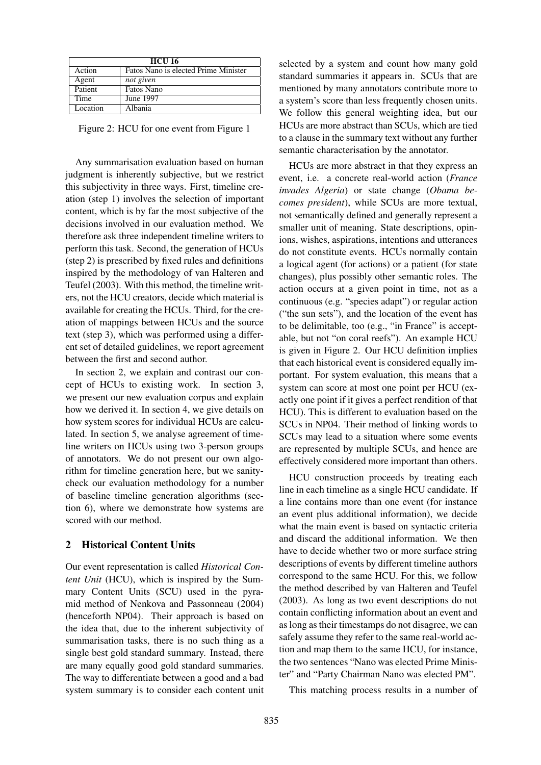| HCU 16 | |
|---|---|
| Action | Fatos Nano is elected Prime Minister |
| Agent | *not given* |
| Patient | Fatos Nano |
| Time | June 1997 |
| Location | Albania |

Figure 2: HCU for one event from Figure 1

Any summarisation evaluation based on human judgment is inherently subjective, but we restrict this subjectivity in three ways. First, timeline creation (step 1) involves the selection of important content, which is by far the most subjective of the decisions involved in our evaluation method. We therefore ask three independent timeline writers to perform this task. Second, the generation of HCUs (step 2) is prescribed by fixed rules and definitions inspired by the methodology of van Halteren and Teufel (2003). With this method, the timeline writers, not the HCU creators, decide which material is available for creating the HCUs. Third, for the creation of mappings between HCUs and the source text (step 3), which was performed using a different set of detailed guidelines, we report agreement between the first and second author.

In section 2, we explain and contrast our concept of HCUs to existing work. In section 3, we present our new evaluation corpus and explain how we derived it. In section 4, we give details on how system scores for individual HCUs are calculated. In section 5, we analyse agreement of timeline writers on HCUs using two 3-person groups of annotators. We do not present our own algorithm for timeline generation here, but we sanity-check our evaluation methodology for a number of baseline timeline generation algorithms (section 6), where we demonstrate how systems are scored with our method.

## 2 Historical Content Units

Our event representation is called *Historical Content Unit* (HCU), which is inspired by the Summary Content Units (SCU) used in the pyramid method of Nenkova and Passonneau (2004) (henceforth NP04). Their approach is based on the idea that, due to the inherent subjectivity of summarisation tasks, there is no such thing as a single best gold standard summary. Instead, there are many equally good gold standard summaries. The way to differentiate between a good and a bad system summary is to consider each content unit selected by a system and count how many gold standard summaries it appears in. SCUs that are mentioned by many annotators contribute more to a system's score than less frequently chosen units. We follow this general weighting idea, but our HCUs are more abstract than SCUs, which are tied to a clause in the summary text without any further semantic characterisation by the annotator.

HCUs are more abstract in that they express an event, i.e. a concrete real-world action (*France invades Algeria*) or state change (*Obama becomes president*), while SCUs are more textual, not semantically defined and generally represent a smaller unit of meaning. State descriptions, opinions, wishes, aspirations, intentions and utterances do not constitute events. HCUs normally contain a logical agent (for actions) or a patient (for state changes), plus possibly other semantic roles. The action occurs at a given point in time, not as a continuous (e.g. "species adapt") or regular action ("the sun sets"), and the location of the event has to be delimitable, too (e.g., "in France" is acceptable, but not "on coral reefs"). An example HCU is given in Figure 2. Our HCU definition implies that each historical event is considered equally important. For system evaluation, this means that a system can score at most one point per HCU (exactly one point if it gives a perfect rendition of that HCU). This is different to evaluation based on the SCUs in NP04. Their method of linking words to SCUs may lead to a situation where some events are represented by multiple SCUs, and hence are effectively considered more important than others.

HCU construction proceeds by treating each line in each timeline as a single HCU candidate. If a line contains more than one event (for instance an event plus additional information), we decide what the main event is based on syntactic criteria and discard the additional information. We then have to decide whether two or more surface string descriptions of events by different timeline authors correspond to the same HCU. For this, we follow the method described by van Halteren and Teufel (2003). As long as two event descriptions do not contain conflicting information about an event and as long as their timestamps do not disagree, we can safely assume they refer to the same real-world action and map them to the same HCU, for instance, the two sentences "Nano was elected Prime Minister" and "Party Chairman Nano was elected PM".

This matching process results in a number of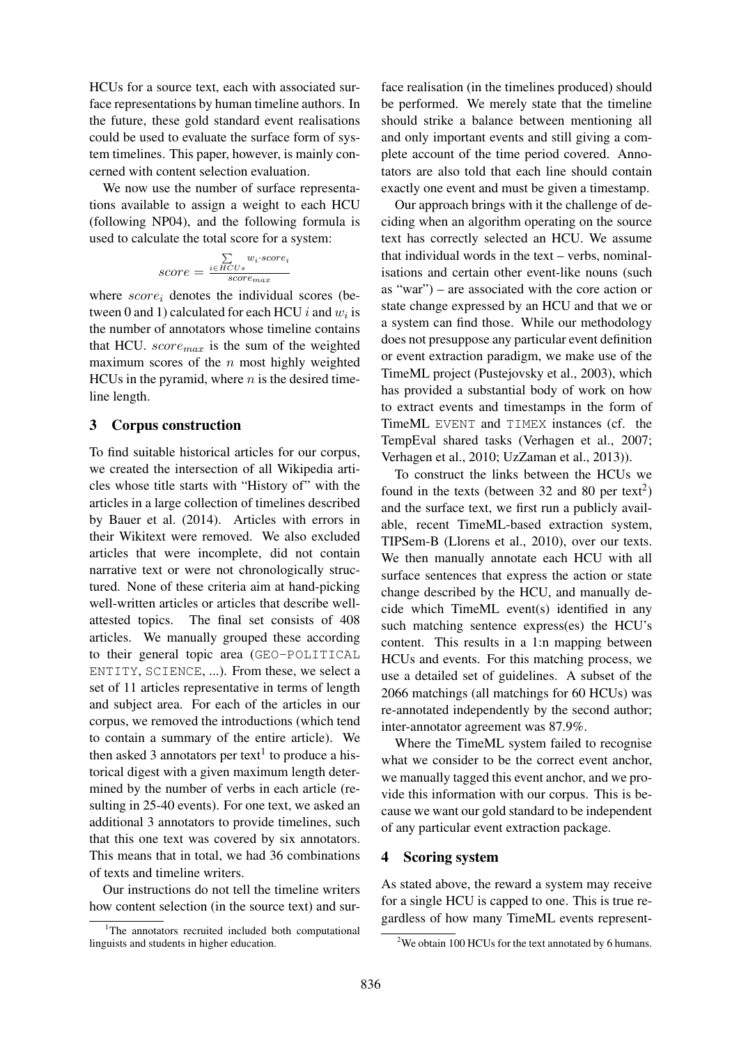HCUs for a source text, each with associated surface representations by human timeline authors. In the future, these gold standard event realisations could be used to evaluate the surface form of system timelines. This paper, however, is mainly concerned with content selection evaluation.

We now use the number of surface representations available to assign a weight to each HCU (following NP04), and the following formula is used to calculate the total score for a system:

$$score = \frac{\sum_{i \in HCUs} w_i \cdot score_i}{score_{max}}$$

where $score_i$ denotes the individual scores (between 0 and 1) calculated for each HCU $i$ and $w_i$ is the number of annotators whose timeline contains that HCU. $score_{max}$ is the sum of the weighted maximum scores of the $n$ most highly weighted HCUs in the pyramid, where $n$ is the desired timeline length.

## 3 Corpus construction

To find suitable historical articles for our corpus, we created the intersection of all Wikipedia articles whose title starts with "History of" with the articles in a large collection of timelines described by Bauer et al. (2014). Articles with errors in their Wikitext were removed. We also excluded articles that were incomplete, did not contain narrative text or were not chronologically structured. None of these criteria aim at hand-picking well-written articles or articles that describe well-attested topics. The final set consists of 408 articles. We manually grouped these according to their general topic area (GEO-POLITICAL ENTITY, SCIENCE, ...). From these, we select a set of 11 articles representative in terms of length and subject area. For each of the articles in our corpus, we removed the introductions (which tend to contain a summary of the entire article). We then asked 3 annotators per text[1] to produce a historical digest with a given maximum length determined by the number of verbs in each article (resulting in 25-40 events). For one text, we asked an additional 3 annotators to provide timelines, such that this one text was covered by six annotators. This means that in total, we had 36 combinations of texts and timeline writers.

Our instructions do not tell the timeline writers how content selection (in the source text) and surface realisation (in the timelines produced) should be performed. We merely state that the timeline should strike a balance between mentioning all and only important events and still giving a complete account of the time period covered. Annotators are also told that each line should contain exactly one event and must be given a timestamp.

Our approach brings with it the challenge of deciding when an algorithm operating on the source text has correctly selected an HCU. We assume that individual words in the text – verbs, nominalisations and certain other event-like nouns (such as "war") – are associated with the core action or state change expressed by an HCU and that we or a system can find those. While our methodology does not presuppose any particular event definition or event extraction paradigm, we make use of the TimeML project (Pustejovsky et al., 2003), which has provided a substantial body of work on how to extract events and timestamps in the form of TimeML `EVENT` and `TIMEX` instances (cf. the TempEval shared tasks (Verhagen et al., 2007; Verhagen et al., 2010; UzZaman et al., 2013)).

To construct the links between the HCUs we found in the texts (between 32 and 80 per text[2]) and the surface text, we first run a publicly available, recent TimeML-based extraction system, TIPSem-B (Llorens et al., 2010), over our texts. We then manually annotate each HCU with all surface sentences that express the action or state change described by the HCU, and manually decide which TimeML event(s) identified in any such matching sentence express(es) the HCU's content. This results in a 1:n mapping between HCUs and events. For this matching process, we use a detailed set of guidelines. A subset of the 2066 matchings (all matchings for 60 HCUs) was re-annotated independently by the second author; inter-annotator agreement was 87.9%.

Where the TimeML system failed to recognise what we consider to be the correct event anchor, we manually tagged this event anchor, and we provide this information with our corpus. This is because we want our gold standard to be independent of any particular event extraction package.

## 4 Scoring system

As stated above, the reward a system may receive for a single HCU is capped to one. This is true regardless of how many TimeML events represent-

[1] The annotators recruited included both computational linguists and students in higher education.

[2] We obtain 100 HCUs for the text annotated by 6 humans.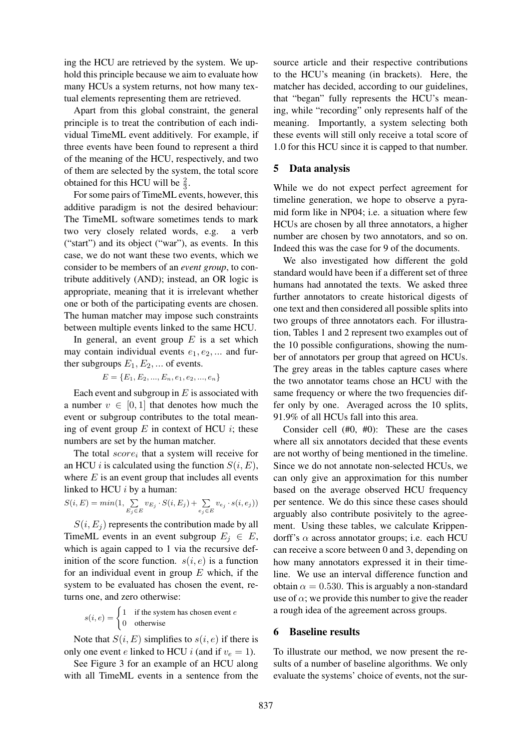ing the HCU are retrieved by the system. We uphold this principle because we aim to evaluate how many HCUs a system returns, not how many textual elements representing them are retrieved.

Apart from this global constraint, the general principle is to treat the contribution of each individual TimeML event additively. For example, if three events have been found to represent a third of the meaning of the HCU, respectively, and two of them are selected by the system, the total score obtained for this HCU will be $\frac{2}{3}$.

For some pairs of TimeML events, however, this additive paradigm is not the desired behaviour: The TimeML software sometimes tends to mark two very closely related words, e.g. a verb ("start") and its object ("war"), as events. In this case, we do not want these two events, which we consider to be members of an *event group*, to contribute additively (AND); instead, an OR logic is appropriate, meaning that it is irrelevant whether one or both of the participating events are chosen. The human matcher may impose such constraints between multiple events linked to the same HCU.

In general, an event group $E$ is a set which may contain individual events $e_1, e_2, ...$ and further subgroups $E_1, E_2, ...$ of events.

$$E = \{E_1, E_2, ..., E_n, e_1, e_2, ..., e_n\}$$

Each event and subgroup in $E$ is associated with a number $v \in [0, 1]$ that denotes how much the event or subgroup contributes to the total meaning of event group $E$ in context of HCU $i$; these numbers are set by the human matcher.

The total $score_i$ that a system will receive for an HCU $i$ is calculated using the function $S(i, E)$, where $E$ is an event group that includes all events linked to HCU $i$ by a human:

$$S(i,E) = min(1, \sum_{E_j \in E} v_{E_j} \cdot S(i,E_j) + \sum_{e_j \in E} v_{e_j} \cdot s(i,e_j))$$

$S(i, E_j)$ represents the contribution made by all TimeML events in an event subgroup $E_j \in E$, which is again capped to 1 via the recursive definition of the score function. $s(i, e)$ is a function for an individual event in group $E$ which, if the system to be evaluated has chosen the event, returns one, and zero otherwise:

$$s(i,e) = \begin{cases} 1 & \text{if the system has chosen event } e \\ 0 & \text{otherwise} \end{cases}$$

Note that $S(i, E)$ simplifies to $s(i, e)$ if there is only one event $e$ linked to HCU $i$ (and if $v_e = 1$).

See Figure 3 for an example of an HCU along with all TimeML events in a sentence from the source article and their respective contributions to the HCU's meaning (in brackets). Here, the matcher has decided, according to our guidelines, that "began" fully represents the HCU's meaning, while "recording" only represents half of the meaning. Importantly, a system selecting both these events will still only receive a total score of 1.0 for this HCU since it is capped to that number.

## 5 Data analysis

While we do not expect perfect agreement for timeline generation, we hope to observe a pyramid form like in NP04; i.e. a situation where few HCUs are chosen by all three annotators, a higher number are chosen by two annotators, and so on. Indeed this was the case for 9 of the documents.

We also investigated how different the gold standard would have been if a different set of three humans had annotated the texts. We asked three further annotators to create historical digests of one text and then considered all possible splits into two groups of three annotators each. For illustration, Tables 1 and 2 represent two examples out of the 10 possible configurations, showing the number of annotators per group that agreed on HCUs. The grey areas in the tables capture cases where the two annotator teams chose an HCU with the same frequency or where the two frequencies differ only by one. Averaged across the 10 splits, 91.9% of all HCUs fall into this area.

Consider cell (#0, #0): These are the cases where all six annotators decided that these events are not worthy of being mentioned in the timeline. Since we do not annotate non-selected HCUs, we can only give an approximation for this number based on the average observed HCU frequency per sentence. We do this since these cases should arguably also contribute posively to the agreement. Using these tables, we calculate Krippendorff's $\alpha$ across annotator groups; i.e. each HCU can receive a score between 0 and 3, depending on how many annotators expressed it in their timeline. We use an interval difference function and obtain $\alpha = 0.530$. This is arguably a non-standard use of $\alpha$; we provide this number to give the reader a rough idea of the agreement across groups.

## 6 Baseline results

To illustrate our method, we now present the results of a number of baseline algorithms. We only evaluate the systems' choice of events, not the sur-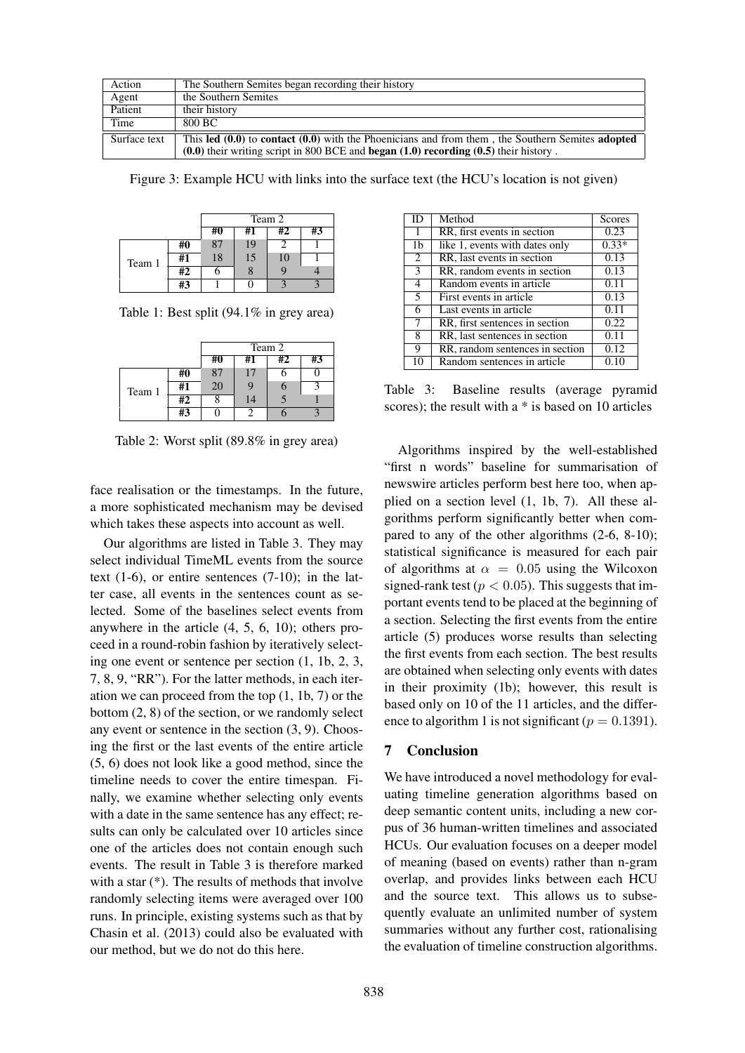| Action | The Southern Semites began recording their history |
| --- | --- |
| Agent | the Southern Semites |
| Patient | their history |
| Time | 800 BC |
| Surface text | This **led (0.0)** to **contact (0.0)** with the Phoenicians and from them , the Southern Semites **adopted (0.0)** their writing script in 800 BCE and **began (1.0) recording (0.5)** their history . |

Figure 3: Example HCU with links into the surface text (the HCU's location is not given)

| | | Team 2 | | | |
| --- | --- | --- | --- | --- | --- |
| | | **#0** | **#1** | **#2** | **#3** |
| Team 1 | **#0** | 87 | 19 | 2 | 1 |
| | **#1** | 18 | 15 | 10 | 1 |
| | **#2** | 6 | 8 | 9 | 4 |
| | **#3** | 1 | 0 | 3 | 3 |

Table 1: Best split (94.1% in grey area)

| | | Team 2 | | | |
| --- | --- | --- | --- | --- | --- |
| | | **#0** | **#1** | **#2** | **#3** |
| Team 1 | **#0** | 87 | 17 | 6 | 0 |
| | **#1** | 20 | 9 | 6 | 3 |
| | **#2** | 8 | 14 | 5 | 1 |
| | **#3** | 0 | 2 | 6 | 3 |

Table 2: Worst split (89.8% in grey area)

face realisation or the timestamps. In the future, a more sophisticated mechanism may be devised which takes these aspects into account as well.

Our algorithms are listed in Table 3. They may select individual TimeML events from the source text (1-6), or entire sentences (7-10); in the latter case, all events in the sentences count as selected. Some of the baselines select events from anywhere in the article (4, 5, 6, 10); others proceed in a round-robin fashion by iteratively selecting one event or sentence per section (1, 1b, 2, 3, 7, 8, 9, "RR"). For the latter methods, in each iteration we can proceed from the top (1, 1b, 7) or the bottom (2, 8) of the section, or we randomly select any event or sentence in the section (3, 9). Choosing the first or the last events of the entire article (5, 6) does not look like a good method, since the timeline needs to cover the entire timespan. Finally, we examine whether selecting only events with a date in the same sentence has any effect; results can only be calculated over 10 articles since one of the articles does not contain enough such events. The result in Table 3 is therefore marked with a star (*). The results of methods that involve randomly selecting items were averaged over 100 runs. In principle, existing systems such as that by Chasin et al. (2013) could also be evaluated with our method, but we do not do this here.

| ID | Method | Scores |
| --- | --- | --- |
| 1 | RR, first events in section | 0.23 |
| 1b | like 1, events with dates only | 0.33* |
| 2 | RR, last events in section | 0.13 |
| 3 | RR, random events in section | 0.13 |
| 4 | Random events in article | 0.11 |
| 5 | First events in article | 0.13 |
| 6 | Last events in article | 0.11 |
| 7 | RR, first sentences in section | 0.22 |
| 8 | RR, last sentences in section | 0.11 |
| 9 | RR, random sentences in section | 0.12 |
| 10 | Random sentences in article | 0.10 |

Table 3: Baseline results (average pyramid scores); the result with a * is based on 10 articles

Algorithms inspired by the well-established "first n words" baseline for summarisation of newswire articles perform best here too, when applied on a section level (1, 1b, 7). All these algorithms perform significantly better when compared to any of the other algorithms (2-6, 8-10); statistical significance is measured for each pair of algorithms at $\alpha = 0.05$ using the Wilcoxon signed-rank test ($p < 0.05$). This suggests that important events tend to be placed at the beginning of a section. Selecting the first events from the entire article (5) produces worse results than selecting the first events from each section. The best results are obtained when selecting only events with dates in their proximity (1b); however, this result is based only on 10 of the 11 articles, and the difference to algorithm 1 is not significant ($p = 0.1391$).

## 7 Conclusion

We have introduced a novel methodology for evaluating timeline generation algorithms based on deep semantic content units, including a new corpus of 36 human-written timelines and associated HCUs. Our evaluation focuses on a deeper model of meaning (based on events) rather than n-gram overlap, and provides links between each HCU and the source text. This allows us to subsequently evaluate an unlimited number of system summaries without any further cost, rationalising the evaluation of timeline construction algorithms.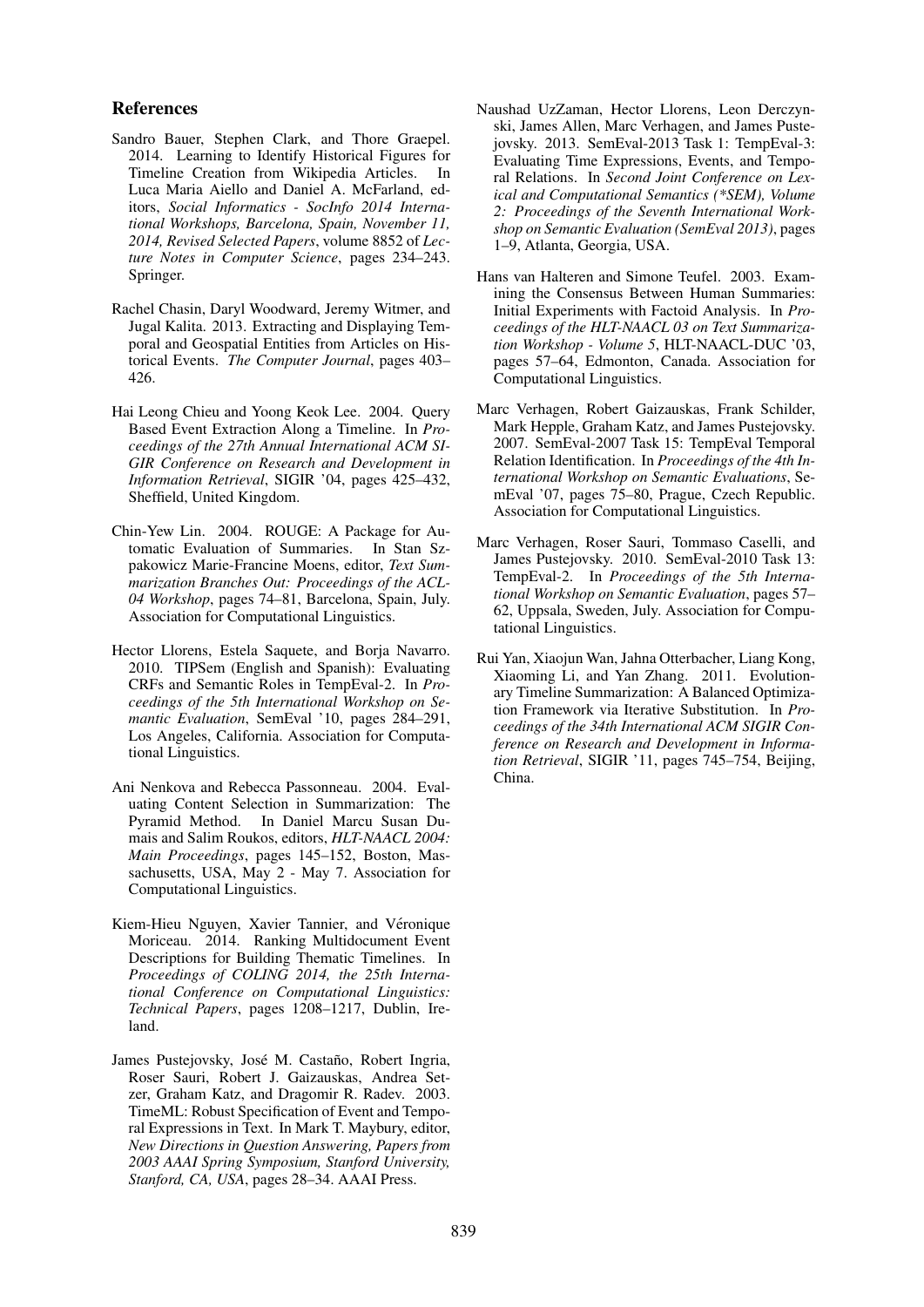## References

Sandro Bauer, Stephen Clark, and Thore Graepel. 2014. Learning to Identify Historical Figures for Timeline Creation from Wikipedia Articles. In Luca Maria Aiello and Daniel A. McFarland, editors, *Social Informatics - SocInfo 2014 International Workshops, Barcelona, Spain, November 11, 2014, Revised Selected Papers*, volume 8852 of *Lecture Notes in Computer Science*, pages 234–243. Springer.

Rachel Chasin, Daryl Woodward, Jeremy Witmer, and Jugal Kalita. 2013. Extracting and Displaying Temporal and Geospatial Entities from Articles on Historical Events. *The Computer Journal*, pages 403–426.

Hai Leong Chieu and Yoong Keok Lee. 2004. Query Based Event Extraction Along a Timeline. In *Proceedings of the 27th Annual International ACM SIGIR Conference on Research and Development in Information Retrieval*, SIGIR '04, pages 425–432, Sheffield, United Kingdom.

Chin-Yew Lin. 2004. ROUGE: A Package for Automatic Evaluation of Summaries. In Stan Szpakowicz Marie-Francine Moens, editor, *Text Summarization Branches Out: Proceedings of the ACL-04 Workshop*, pages 74–81, Barcelona, Spain, July. Association for Computational Linguistics.

Hector Llorens, Estela Saquete, and Borja Navarro. 2010. TIPSem (English and Spanish): Evaluating CRFs and Semantic Roles in TempEval-2. In *Proceedings of the 5th International Workshop on Semantic Evaluation*, SemEval '10, pages 284–291, Los Angeles, California. Association for Computational Linguistics.

Ani Nenkova and Rebecca Passonneau. 2004. Evaluating Content Selection in Summarization: The Pyramid Method. In Daniel Marcu Susan Dumais and Salim Roukos, editors, *HLT-NAACL 2004: Main Proceedings*, pages 145–152, Boston, Massachusetts, USA, May 2 - May 7. Association for Computational Linguistics.

Kiem-Hieu Nguyen, Xavier Tannier, and Véronique Moriceau. 2014. Ranking Multidocument Event Descriptions for Building Thematic Timelines. In *Proceedings of COLING 2014, the 25th International Conference on Computational Linguistics: Technical Papers*, pages 1208–1217, Dublin, Ireland.

James Pustejovsky, José M. Castaño, Robert Ingria, Roser Sauri, Robert J. Gaizauskas, Andrea Setzer, Graham Katz, and Dragomir R. Radev. 2003. TimeML: Robust Specification of Event and Temporal Expressions in Text. In Mark T. Maybury, editor, *New Directions in Question Answering, Papers from 2003 AAAI Spring Symposium, Stanford University, Stanford, CA, USA*, pages 28–34. AAAI Press.

Naushad UzZaman, Hector Llorens, Leon Derczynski, James Allen, Marc Verhagen, and James Pustejovsky. 2013. SemEval-2013 Task 1: TempEval-3: Evaluating Time Expressions, Events, and Temporal Relations. In *Second Joint Conference on Lexical and Computational Semantics (*SEM), Volume 2: Proceedings of the Seventh International Workshop on Semantic Evaluation (SemEval 2013)*, pages 1–9, Atlanta, Georgia, USA.

Hans van Halteren and Simone Teufel. 2003. Examining the Consensus Between Human Summaries: Initial Experiments with Factoid Analysis. In *Proceedings of the HLT-NAACL 03 on Text Summarization Workshop - Volume 5*, HLT-NAACL-DUC '03, pages 57–64, Edmonton, Canada. Association for Computational Linguistics.

Marc Verhagen, Robert Gaizauskas, Frank Schilder, Mark Hepple, Graham Katz, and James Pustejovsky. 2007. SemEval-2007 Task 15: TempEval Temporal Relation Identification. In *Proceedings of the 4th International Workshop on Semantic Evaluations*, SemEval '07, pages 75–80, Prague, Czech Republic. Association for Computational Linguistics.

Marc Verhagen, Roser Sauri, Tommaso Caselli, and James Pustejovsky. 2010. SemEval-2010 Task 13: TempEval-2. In *Proceedings of the 5th International Workshop on Semantic Evaluation*, pages 57–62, Uppsala, Sweden, July. Association for Computational Linguistics.

Rui Yan, Xiaojun Wan, Jahna Otterbacher, Liang Kong, Xiaoming Li, and Yan Zhang. 2011. Evolutionary Timeline Summarization: A Balanced Optimization Framework via Iterative Substitution. In *Proceedings of the 34th International ACM SIGIR Conference on Research and Development in Information Retrieval*, SIGIR '11, pages 745–754, Beijing, China.